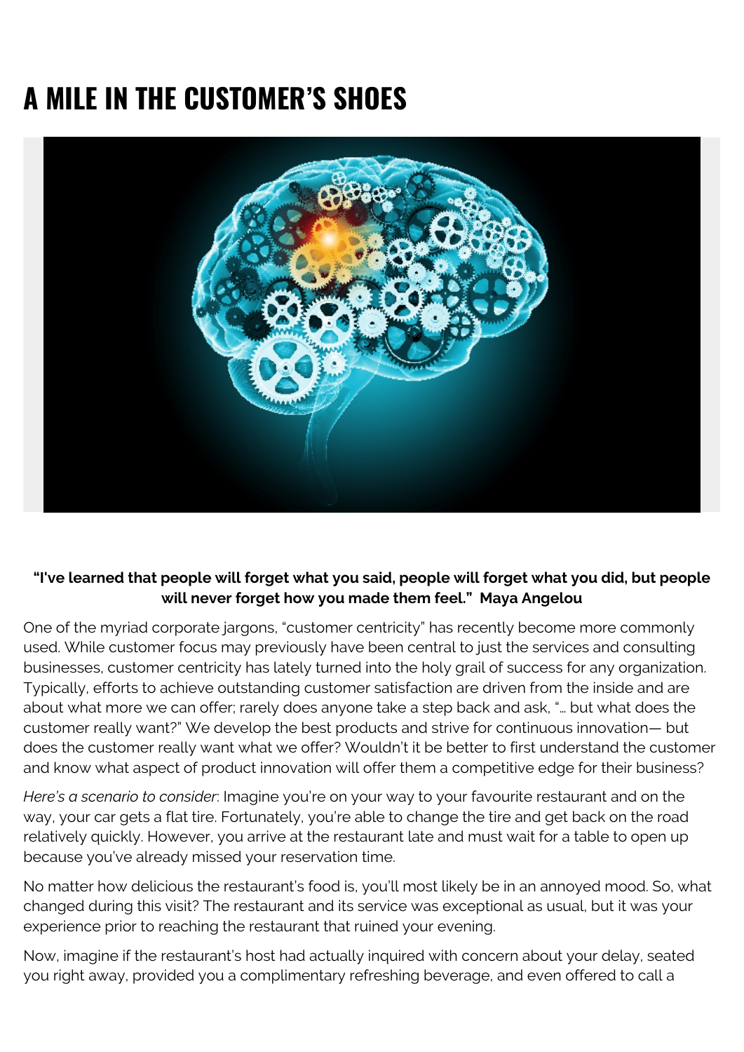# A MILE IN THE CUSTOMER'S SHOES

**"I've learned that people will forget what you said, people will forget what you did, but people will never forget how you made them feel." Maya Angelou**

One of the myriad corporate jargons, "customer centricity" has recently become more commonly used. While customer focus may previously have been central to just the services and consulting businesses, customer centricity has lately turned into the holy grail of success for any organization. Typically, efforts to achieve outstanding customer satisfaction are driven from the inside and are about what more we can offer; rarely does anyone take a step back and ask, "… but what does the customer really want?" We develop the best products and strive for continuous innovation— but does the customer really want what we offer? Wouldn't it be better to first understand the customer and know what aspect of product innovation will offer them a competitive edge for their business?

*Here's a scenario to consider*: Imagine you're on your way to your favourite restaurant and on the way, your car gets a flat tire. Fortunately, you're able to change the tire and get back on the road relatively quickly. However, you arrive at the restaurant late and must wait for a table to open up because you've already missed your reservation time.

No matter how delicious the restaurant's food is, you'll most likely be in an annoyed mood. So, what changed during this visit? The restaurant and its service was exceptional as usual, but it was your experience prior to reaching the restaurant that ruined your evening.

Now, imagine if the restaurant's host had actually inquired with concern about your delay, seated you right away, provided you a complimentary refreshing beverage, and even offered to call a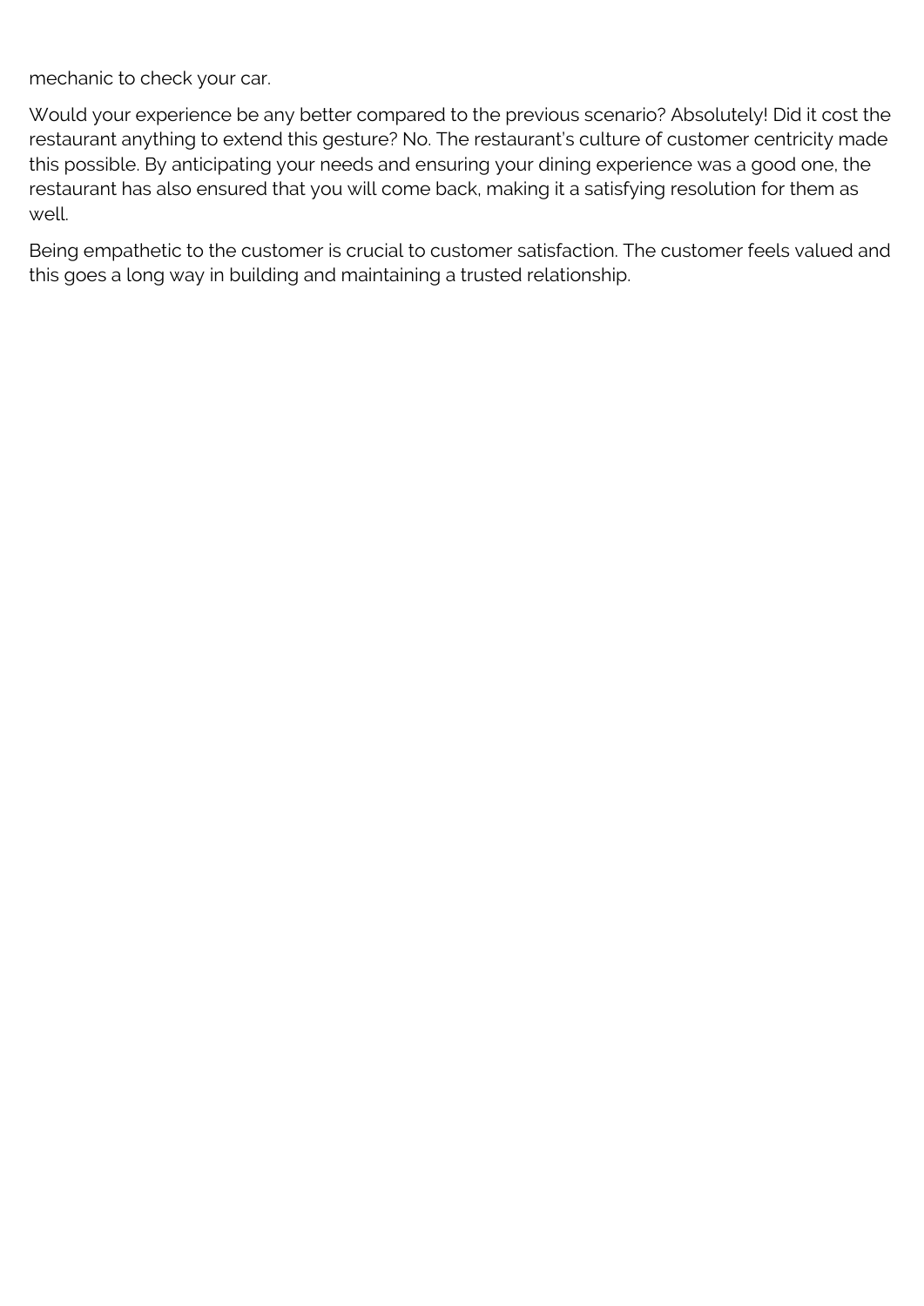mechanic to check your car.

Would your experience be any better compared to the previous scenario? Absolutely! Did it cost the restaurant anything to extend this gesture? No. The restaurant's culture of customer centricity made this possible. By anticipating your needs and ensuring your dining experience was a good one, the restaurant has also ensured that you will come back, making it a satisfying resolution for them as well.

Being empathetic to the customer is crucial to customer satisfaction. The customer feels valued and this goes a long way in building and maintaining a trusted relationship.